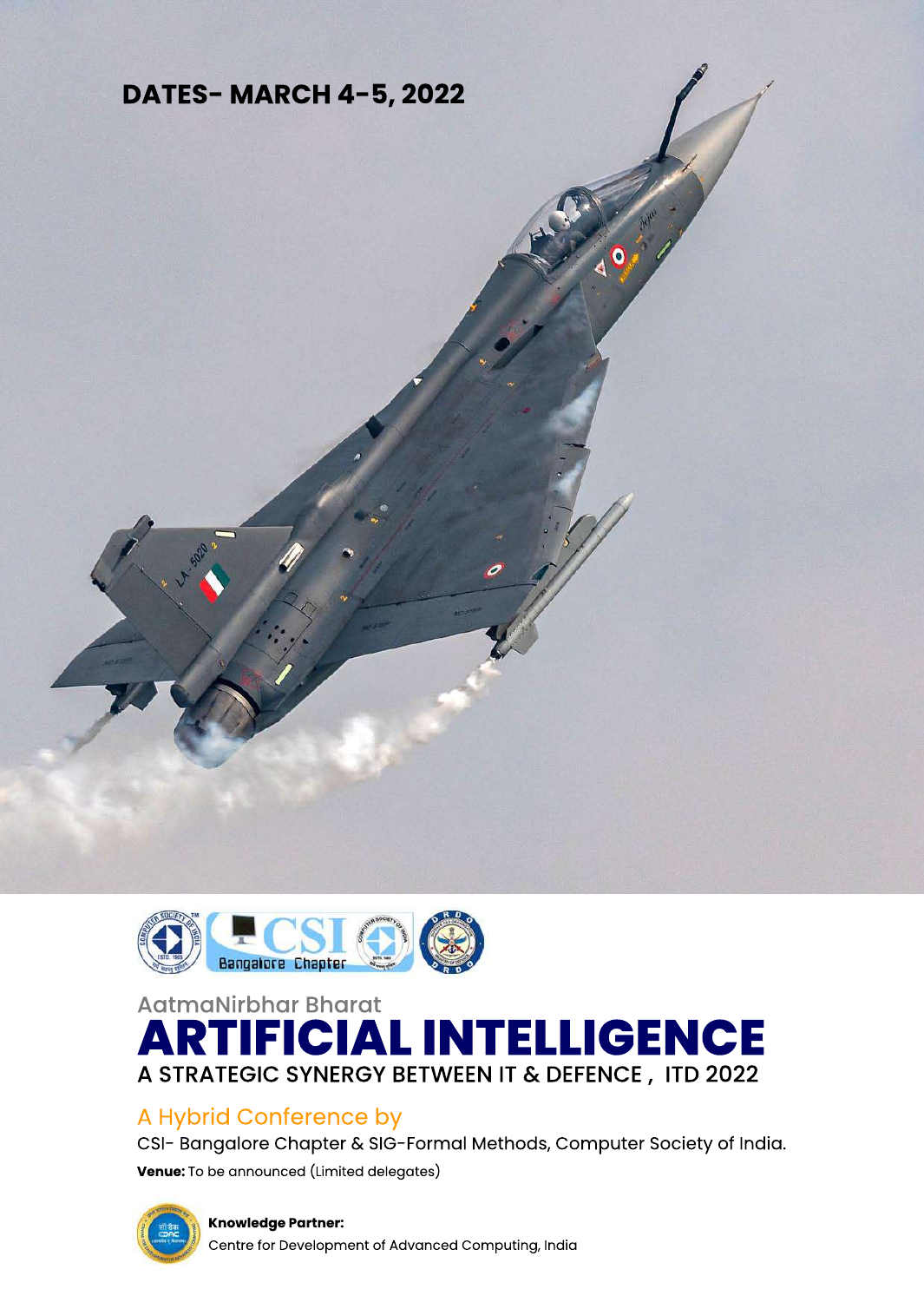**DATES- MARCH 4-5, 2022**

AatmaNirbhar Bharat

# ARTIFICIAL INTELLIGENCE

## A STRATEGIC SYNERGY BETWEEN IT & DEFENCE , ITD 2022

A Hybrid Conference by

CSI- Bangalore Chapter & SIG-Formal Methods, Computer Society of India.

**Venue:** To be announced (Limited delegates)

**Knowledge Partner:**

Centre for Development of Advanced Computing, India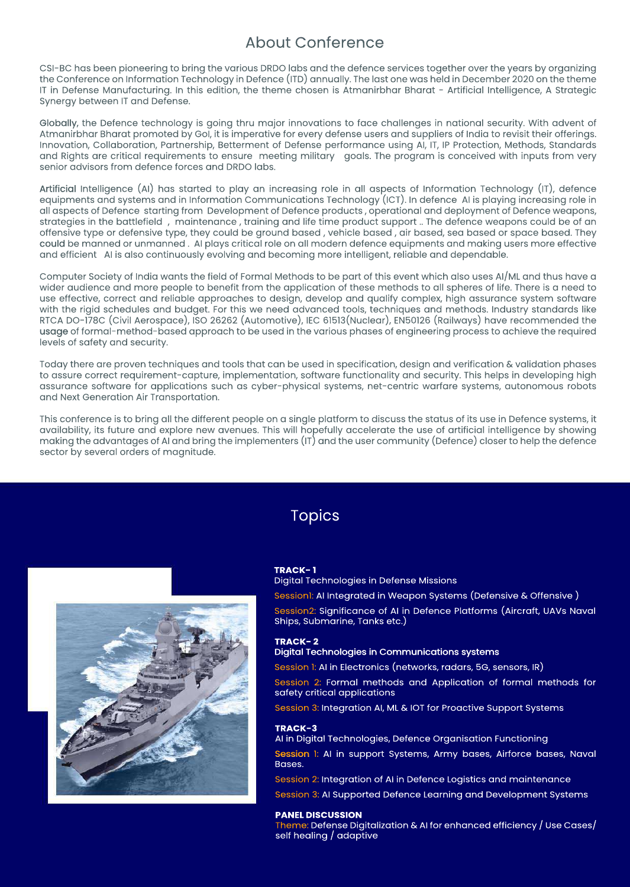## About Conference

CSI-BC has been pioneering to bring the various DRDO labs and the defence services together over the years by organizing the Conference on Information Technology in Defence (ITD) annually. The last one was held in December 2020 on the theme IT in Defense Manufacturing. In this edition, the theme chosen is Atmanirbhar Bharat - Artificial Intelligence, A Strategic Synergy between IT and Defense.

Globally, the Defence technology is going thru major innovations to face challenges in national security. With advent of Atmanirbhar Bharat promoted by GoI, it is imperative for every defense users and suppliers of India to revisit their offerings. Innovation, Collaboration, Partnership, Betterment of Defense performance using AI, IT, IP Protection, Methods, Standards and Rights are critical requirements to ensure meeting military goals. The program is conceived with inputs from very senior advisors from defence forces and DRDO labs.

Artificial Intelligence (AI) has started to play an increasing role in all aspects of Information Technology (IT), defence equipments and systems and in Information Communications Technology (ICT). In defence AI is playing increasing role in all aspects of Defence starting from Development of Defence products , operational and deployment of Defence weapons, strategies in the battlefield , maintenance , training and life time product support .. The defence weapons could be of an offensive type or defensive type, they could be ground based , vehicle based , air based, sea based or space based. They could be manned or unmanned . AI plays critical role on all modern defence equipments and making users more effective and efficient AI is also continuously evolving and becoming more intelligent, reliable and dependable.

Computer Society of India wants the field of Formal Methods to be part of this event which also uses AI/ML and thus have a wider audience and more people to benefit from the application of these methods to all spheres of life. There is a need to use effective, correct and reliable approaches to design, develop and qualify complex, high assurance system software with the rigid schedules and budget. For this we need advanced tools, techniques and methods. Industry standards like RTCA DO-178C (Civil Aerospace), ISO 26262 (Automotive), IEC 61513(Nuclear), EN50126 (Railways) have recommended the usage of formal-method-based approach to be used in the various phases of engineering process to achieve the required levels of safety and security.

Today there are proven techniques and tools that can be used in specification, design and verification & validation phases to assure correct requirement-capture, implementation, software functionality and security. This helps in developing high assurance software for applications such as cyber-physical systems, net-centric warfare systems, autonomous robots and Next Generation Air Transportation.

This conference is to bring all the different people on a single platform to discuss the status of its use in Defence systems, it availability, its future and explore new avenues. This will hopefully accelerate the use of artificial intelligence by showing making the advantages of AI and bring the implementers (IT) and the user community (Defence) closer to help the defence sector by several orders of magnitude.

## Topics

**TRACK- 1**
Digital Technologies in Defense Missions

Session1: AI Integrated in Weapon Systems (Defensive & Offensive )

Session2: Significance of AI in Defence Platforms (Aircraft, UAVs Naval Ships, Submarine, Tanks etc.)

**TRACK- 2**
**Digital Technologies in Communications systems**

Session 1: AI in Electronics (networks, radars, 5G, sensors, IR)

Session 2: Formal methods and Application of formal methods for safety critical applications

Session 3: Integration AI, ML & IOT for Proactive Support Systems

**TRACK-3**
AI in Digital Technologies, Defence Organisation Functioning

Session 1: AI in support Systems, Army bases, Airforce bases, Naval Bases.

Session 2: Integration of AI in Defence Logistics and maintenance

Session 3: AI Supported Defence Learning and Development Systems

**PANEL DISCUSSION**
Theme: Defense Digitalization & AI for enhanced efficiency / Use Cases/ self healing / adaptive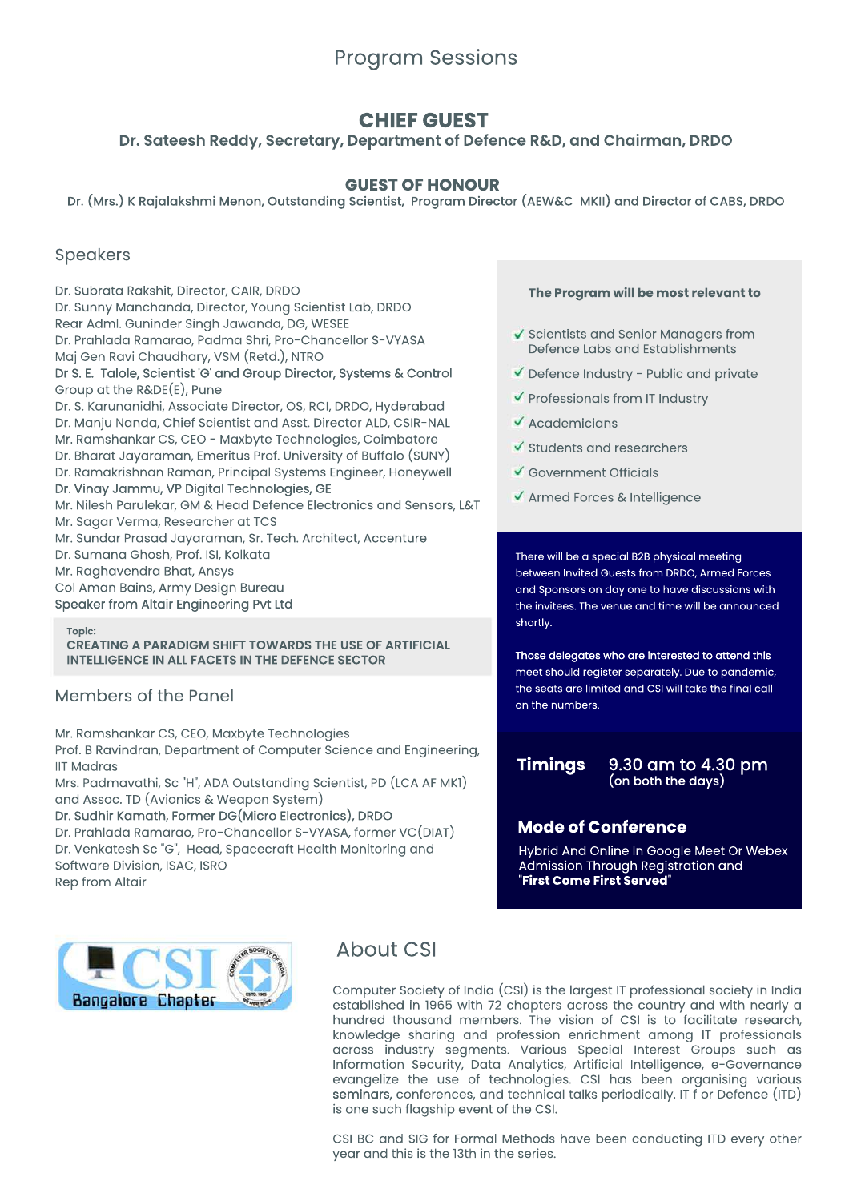# Program Sessions

## CHIEF GUEST

**Dr. Sateesh Reddy, Secretary, Department of Defence R&D, and Chairman, DRDO**

## GUEST OF HONOUR

**Dr. (Mrs.) K Rajalakshmi Menon, Outstanding Scientist, Program Director (AEW&C MKII) and Director of CABS, DRDO**

## Speakers

Dr. Subrata Rakshit, Director, CAIR, DRDO
Dr. Sunny Manchanda, Director, Young Scientist Lab, DRDO
Rear Adml. Guninder Singh Jawanda, DG, WESEE
Dr. Prahlada Ramarao, Padma Shri, Pro-Chancellor S-VYASA
Maj Gen Ravi Chaudhary, VSM (Retd.), NTRO
Dr S. E. Talole, Scientist 'G' and Group Director, Systems & Control Group at the R&DE(E), Pune
Dr. S. Karunanidhi, Associate Director, OS, RCI, DRDO, Hyderabad
Dr. Manju Nanda, Chief Scientist and Asst. Director ALD, CSIR-NAL
Mr. Ramshankar CS, CEO - Maxbyte Technologies, Coimbatore
Dr. Bharat Jayaraman, Emeritus Prof. University of Buffalo (SUNY)
Dr. Ramakrishnan Raman, Principal Systems Engineer, Honeywell
Dr. Vinay Jammu, VP Digital Technologies, GE
Mr. Nilesh Parulekar, GM & Head Defence Electronics and Sensors, L&T
Mr. Sagar Verma, Researcher at TCS
Mr. Sundar Prasad Jayaraman, Sr. Tech. Architect, Accenture
Dr. Sumana Ghosh, Prof. ISI, Kolkata
Mr. Raghavendra Bhat, Ansys
Col Aman Bains, Army Design Bureau
Speaker from Altair Engineering Pvt Ltd

Topic:
**CREATING A PARADIGM SHIFT TOWARDS THE USE OF ARTIFICIAL INTELLIGENCE IN ALL FACETS IN THE DEFENCE SECTOR**

## Members of the Panel

Mr. Ramshankar CS, CEO, Maxbyte Technologies
Prof. B Ravindran, Department of Computer Science and Engineering, IIT Madras
Mrs. Padmavathi, Sc "H", ADA Outstanding Scientist, PD (LCA AF MK1) and Assoc. TD (Avionics & Weapon System)
Dr. Sudhir Kamath, Former DG(Micro Electronics), DRDO
Dr. Prahlada Ramarao, Pro-Chancellor S-VYASA, former VC(DIAT)
Dr. Venkatesh Sc "G", Head, Spacecraft Health Monitoring and Software Division, ISAC, ISRO
Rep from Altair

**The Program will be most relevant to**

- ✓ Scientists and Senior Managers from Defence Labs and Establishments
- ✓ Defence Industry - Public and private
- ✓ Professionals from IT Industry
- ✓ Academicians
- ✓ Students and researchers
- ✓ Government Officials
- ✓ Armed Forces & Intelligence

There will be a special B2B physical meeting between Invited Guests from DRDO, Armed Forces and Sponsors on day one to have discussions with the invitees. The venue and time will be announced shortly.

Those delegates who are interested to attend this meet should register separately. Due to pandemic, the seats are limited and CSI will take the final call on the numbers.

**Timings** 9.30 am to 4.30 pm (on both the days)

**Mode of Conference**

Hybrid And Online In Google Meet Or Webex
Admission Through Registration and "**First Come First Served**"

CSI Bangalore Chapter

## About CSI

Computer Society of India (CSI) is the largest IT professional society in India established in 1965 with 72 chapters across the country and with nearly a hundred thousand members. The vision of CSI is to facilitate research, knowledge sharing and profession enrichment among IT professionals across industry segments. Various Special Interest Groups such as Information Security, Data Analytics, Artificial Intelligence, e-Governance evangelize the use of technologies. CSI has been organising various seminars, conferences, and technical talks periodically. IT f or Defence (ITD) is one such flagship event of the CSI.

CSI BC and SIG for Formal Methods have been conducting ITD every other year and this is the 13th in the series.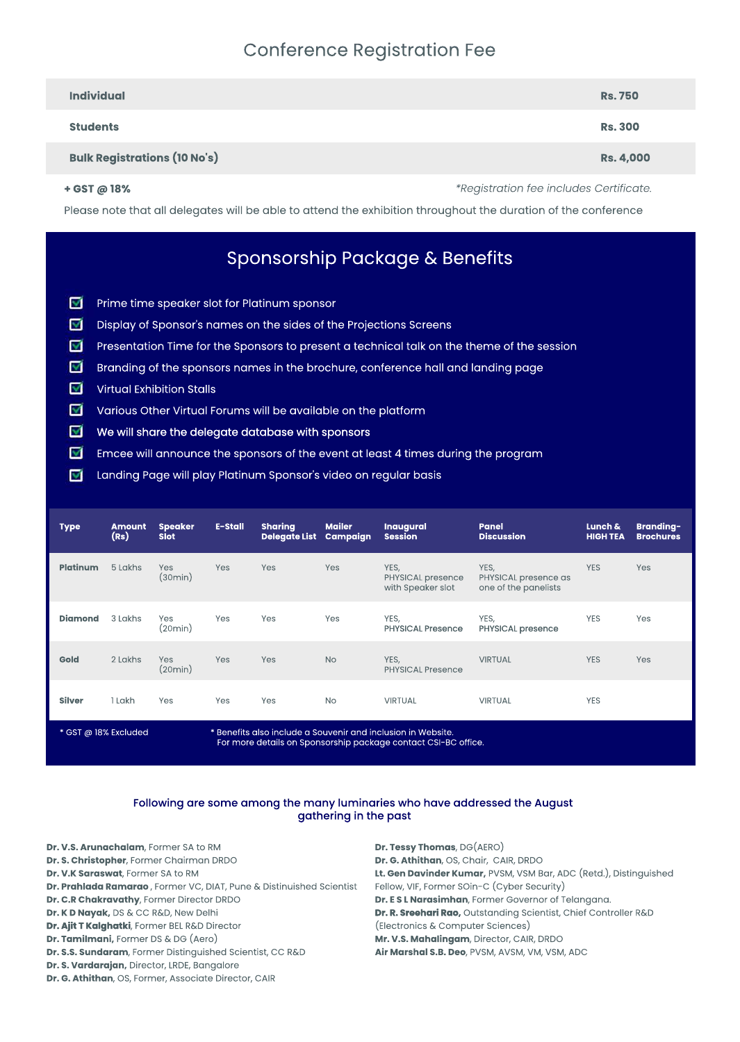## Conference Registration Fee

| Category | Fee |
|---|---|
| **Individual** | **Rs. 750** |
| **Students** | **Rs. 300** |
| **Bulk Registrations (10 No's)** | **Rs. 4,000** |

**+ GST @ 18%** *\*Registration fee includes Certificate.*

Please note that all delegates will be able to attend the exhibition throughout the duration of the conference

## Sponsorship Package & Benefits

- Prime time speaker slot for Platinum sponsor
- Display of Sponsor's names on the sides of the Projections Screens
- Presentation Time for the Sponsors to present a technical talk on the theme of the session
- Branding of the sponsors names in the brochure, conference hall and landing page
- Virtual Exhibition Stalls
- Various Other Virtual Forums will be available on the platform
- We will share the delegate database with sponsors
- Emcee will announce the sponsors of the event at least 4 times during the program
- Landing Page will play Platinum Sponsor's video on regular basis

| Type | Amount (Rs) | Speaker Slot | E-Stall | Sharing Delegate List | Mailer Campaign | Inaugural Session | Panel Discussion | Lunch & HIGH TEA | Branding-Brochures |
|---|---|---|---|---|---|---|---|---|---|
| **Platinum** | 5 Lakhs | Yes (30min) | Yes | Yes | Yes | YES, PHYSICAL presence with Speaker slot | YES, PHYSICAL presence as one of the panelists | YES | Yes |
| **Diamond** | 3 Lakhs | Yes (20min) | Yes | Yes | Yes | YES, PHYSICAL Presence | YES, PHYSICAL presence | YES | Yes |
| **Gold** | 2 Lakhs | Yes (20min) | Yes | Yes | No | YES, PHYSICAL Presence | VIRTUAL | YES | Yes |
| **Silver** | 1 Lakh | Yes | Yes | Yes | No | VIRTUAL | VIRTUAL | YES | |

\* GST @ 18% Excluded

\* Benefits also include a Souvenir and inclusion in Website.
For more details on Sponsorship package contact CSI-BC office.

### Following are some among the many luminaries who have addressed the August gathering in the past

**Dr. V.S. Arunachalam**, Former SA to RM
**Dr. S. Christopher**, Former Chairman DRDO
**Dr. V.K Saraswat**, Former SA to RM
**Dr. Prahlada Ramarao**, Former VC, DIAT, Pune & Distinuished Scientist
**Dr. C.R Chakravathy**, Former Director DRDO
**Dr. K D Nayak,** DS & CC R&D, New Delhi
**Dr. Ajit T Kalghatki**, Former BEL R&D Director
**Dr. Tamilmani,** Former DS & DG (Aero)
**Dr. S.S. Sundaram**, Former Distinguished Scientist, CC R&D
**Dr. S. Vardarajan,** Director, LRDE, Bangalore
**Dr. G. Athithan**, OS, Former, Associate Director, CAIR
**Dr. Tessy Thomas**, DG(AERO)
**Dr. G. Athithan**, OS, Chair, CAIR, DRDO
**Lt. Gen Davinder Kumar,** PVSM, VSM Bar, ADC (Retd.), Distinguished Fellow, VIF, Former SOin-C (Cyber Security)
**Dr. E S L Narasimhan**, Former Governor of Telangana.
**Dr. R. Sreehari Rao,** Outstanding Scientist, Chief Controller R&D (Electronics & Computer Sciences)
**Mr. V.S. Mahalingam**, Director, CAIR, DRDO
**Air Marshal S.B. Deo**, PVSM, AVSM, VM, VSM, ADC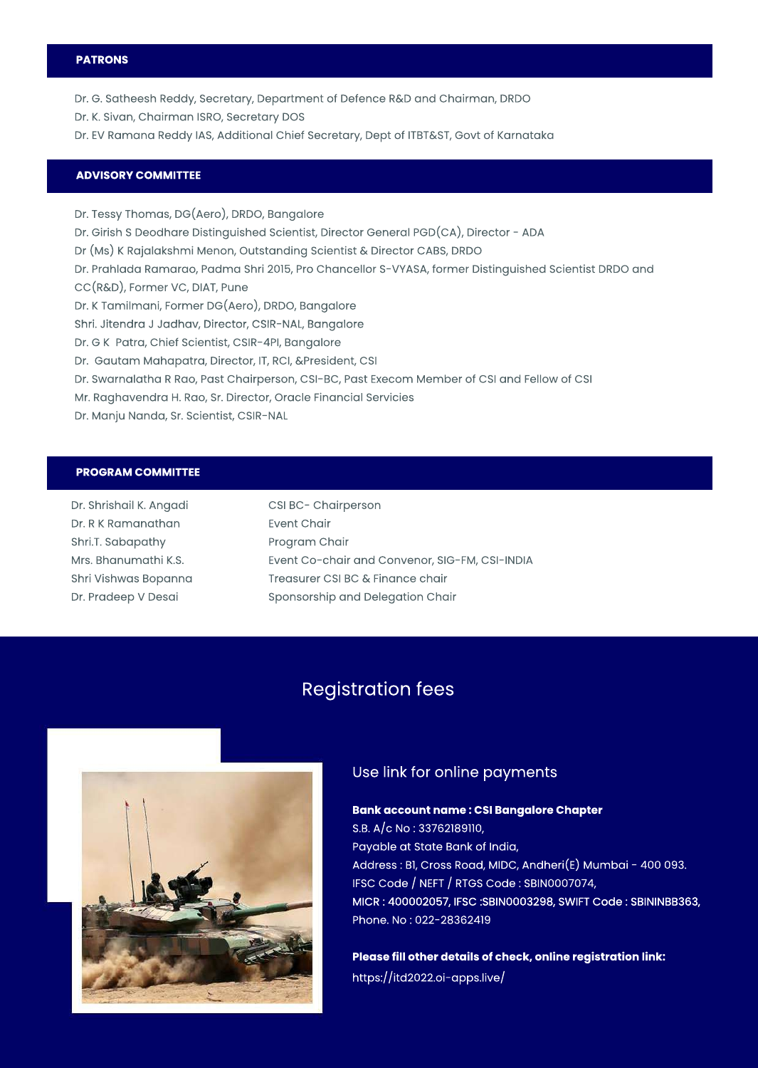## PATRONS

Dr. G. Satheesh Reddy, Secretary, Department of Defence R&D and Chairman, DRDO
Dr. K. Sivan, Chairman ISRO, Secretary DOS
Dr. EV Ramana Reddy IAS, Additional Chief Secretary, Dept of ITBT&ST, Govt of Karnataka

## ADVISORY COMMITTEE

Dr. Tessy Thomas, DG(Aero), DRDO, Bangalore
Dr. Girish S Deodhare Distinguished Scientist, Director General PGD(CA), Director - ADA
Dr (Ms) K Rajalakshmi Menon, Outstanding Scientist & Director CABS, DRDO
Dr. Prahlada Ramarao, Padma Shri 2015, Pro Chancellor S-VYASA, former Distinguished Scientist DRDO and CC(R&D), Former VC, DIAT, Pune
Dr. K Tamilmani, Former DG(Aero), DRDO, Bangalore
Shri. Jitendra J Jadhav, Director, CSIR-NAL, Bangalore
Dr. G K Patra, Chief Scientist, CSIR-4PI, Bangalore
Dr. Gautam Mahapatra, Director, IT, RCI, &President, CSI
Dr. Swarnalatha R Rao, Past Chairperson, CSI-BC, Past Execom Member of CSI and Fellow of CSI
Mr. Raghavendra H. Rao, Sr. Director, Oracle Financial Servicies
Dr. Manju Nanda, Sr. Scientist, CSIR-NAL

## PROGRAM COMMITTEE

| Name | Role |
| --- | --- |
| Dr. Shrishail K. Angadi | CSI BC- Chairperson |
| Dr. R K Ramanathan | Event Chair |
| Shri.T. Sabapathy | Program Chair |
| Mrs. Bhanumathi K.S. | Event Co-chair and Convenor, SIG-FM, CSI-INDIA |
| Shri Vishwas Bopanna | Treasurer CSI BC & Finance chair |
| Dr. Pradeep V Desai | Sponsorship and Delegation Chair |

## Registration fees

Use link for online payments

**Bank account name : CSI Bangalore Chapter**
S.B. A/c No : 33762189110,
Payable at State Bank of India,
Address : B1, Cross Road, MIDC, Andheri(E) Mumbai - 400 093.
IFSC Code / NEFT / RTGS Code : SBIN0007074,
MICR : 400002057, IFSC :SBIN0003298, SWIFT Code : SBININBB363,
Phone. No : 022-28362419

**Please fill other details of check, online registration link:**
https://itd2022.oi-apps.live/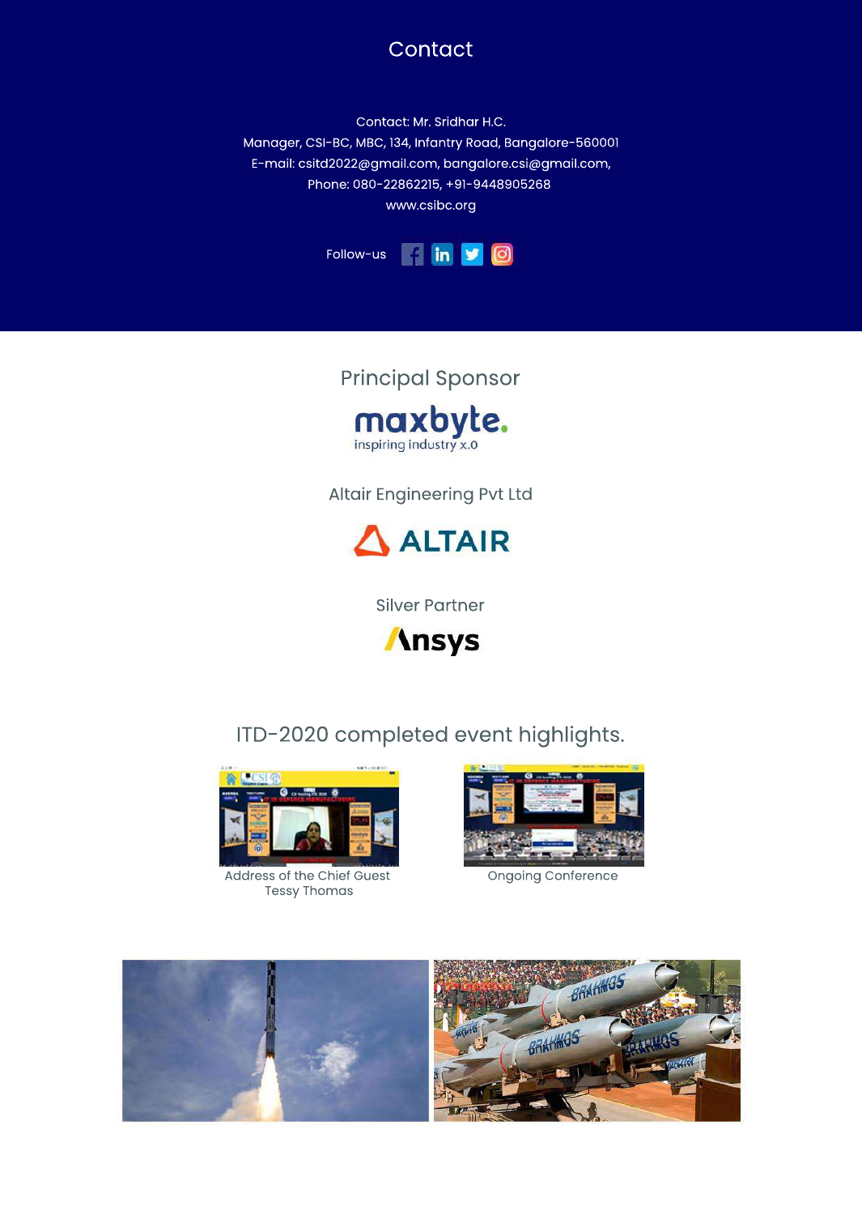## Contact

Contact: Mr. Sridhar H.C.
Manager, CSI-BC, MBC, 134, Infantry Road, Bangalore-560001
E-mail: csitd2022@gmail.com, bangalore.csi@gmail.com,
Phone: 080-22862215, +91-9448905268
www.csibc.org

Follow-us

## Principal Sponsor

maxbyte.
inspiring industry x.0

## Altair Engineering Pvt Ltd

ALTAIR

## Silver Partner

Ansys

## ITD-2020 completed event highlights.

Address of the Chief Guest Tessy Thomas

Ongoing Conference